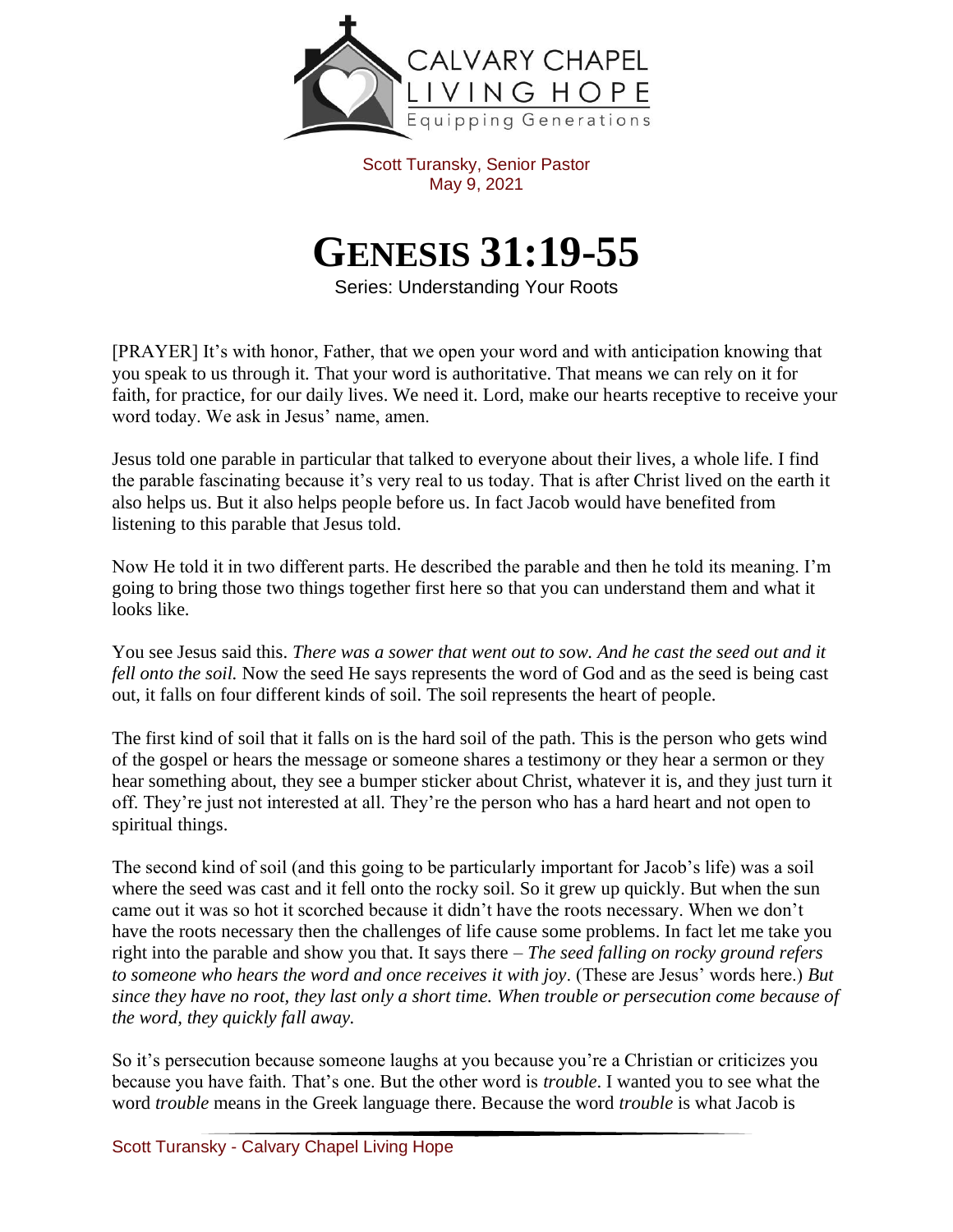Scott Turansky, Senior Pastor
May 9, 2021

# GENESIS 31:19-55

Series: Understanding Your Roots

[PRAYER] It's with honor, Father, that we open your word and with anticipation knowing that you speak to us through it. That your word is authoritative. That means we can rely on it for faith, for practice, for our daily lives. We need it. Lord, make our hearts receptive to receive your word today. We ask in Jesus' name, amen.

Jesus told one parable in particular that talked to everyone about their lives, a whole life. I find the parable fascinating because it's very real to us today. That is after Christ lived on the earth it also helps us. But it also helps people before us. In fact Jacob would have benefited from listening to this parable that Jesus told.

Now He told it in two different parts. He described the parable and then he told its meaning. I'm going to bring those two things together first here so that you can understand them and what it looks like.

You see Jesus said this. *There was a sower that went out to sow. And he cast the seed out and it fell onto the soil.* Now the seed He says represents the word of God and as the seed is being cast out, it falls on four different kinds of soil. The soil represents the heart of people.

The first kind of soil that it falls on is the hard soil of the path. This is the person who gets wind of the gospel or hears the message or someone shares a testimony or they hear a sermon or they hear something about, they see a bumper sticker about Christ, whatever it is, and they just turn it off. They're just not interested at all. They're the person who has a hard heart and not open to spiritual things.

The second kind of soil (and this going to be particularly important for Jacob's life) was a soil where the seed was cast and it fell onto the rocky soil. So it grew up quickly. But when the sun came out it was so hot it scorched because it didn't have the roots necessary. When we don't have the roots necessary then the challenges of life cause some problems. In fact let me take you right into the parable and show you that. It says there – *The seed falling on rocky ground refers to someone who hears the word and once receives it with joy*. (These are Jesus' words here.) *But since they have no root, they last only a short time. When trouble or persecution come because of the word, they quickly fall away.*

So it's persecution because someone laughs at you because you're a Christian or criticizes you because you have faith. That's one. But the other word is *trouble*. I wanted you to see what the word *trouble* means in the Greek language there. Because the word *trouble* is what Jacob is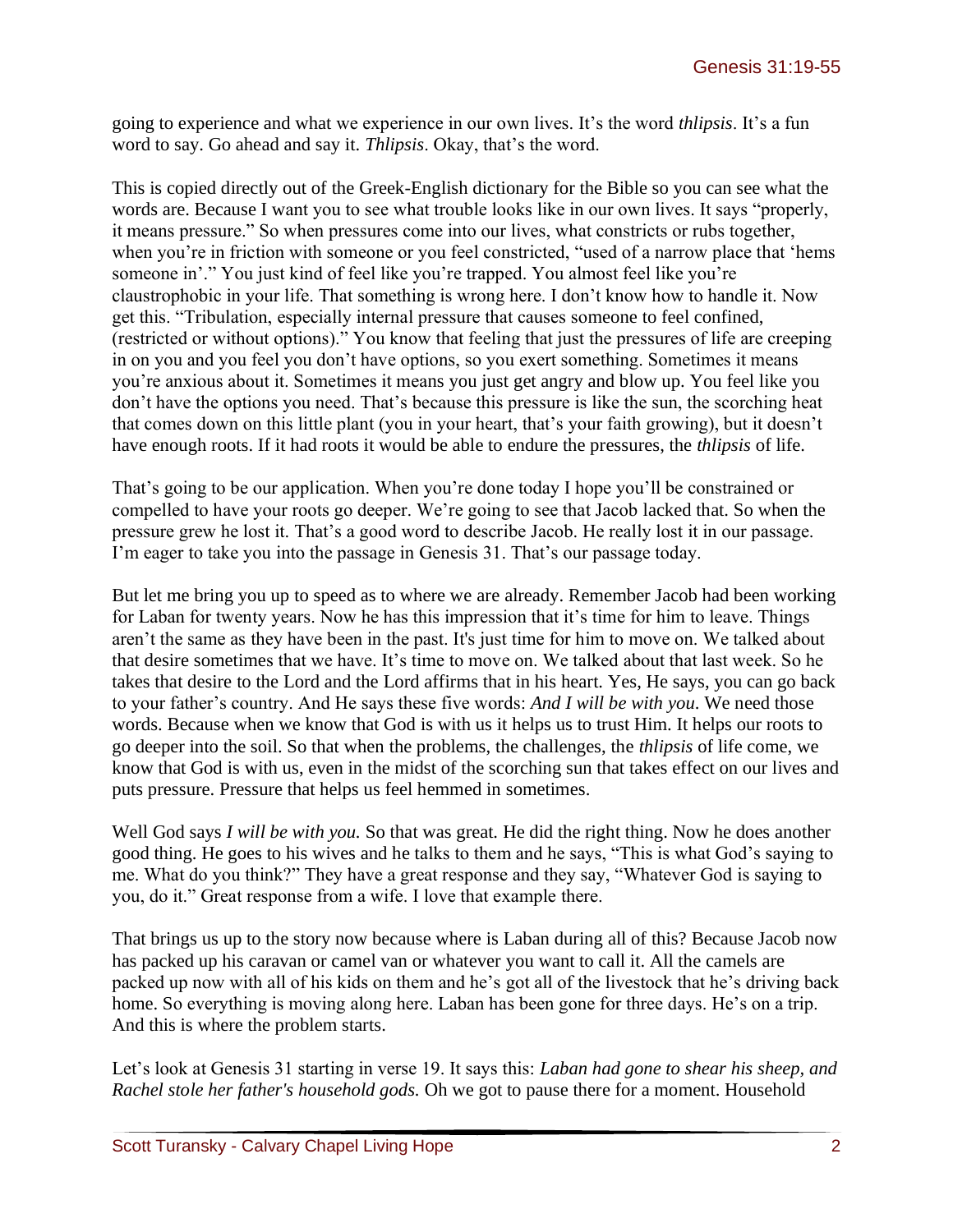going to experience and what we experience in our own lives. It's the word *thlipsis*. It's a fun word to say. Go ahead and say it. *Thlipsis*. Okay, that's the word.

This is copied directly out of the Greek-English dictionary for the Bible so you can see what the words are. Because I want you to see what trouble looks like in our own lives. It says "properly, it means pressure." So when pressures come into our lives, what constricts or rubs together, when you're in friction with someone or you feel constricted, "used of a narrow place that 'hems someone in'." You just kind of feel like you're trapped. You almost feel like you're claustrophobic in your life. That something is wrong here. I don't know how to handle it. Now get this. "Tribulation, especially internal pressure that causes someone to feel confined, (restricted or without options)." You know that feeling that just the pressures of life are creeping in on you and you feel you don't have options, so you exert something. Sometimes it means you're anxious about it. Sometimes it means you just get angry and blow up. You feel like you don't have the options you need. That's because this pressure is like the sun, the scorching heat that comes down on this little plant (you in your heart, that's your faith growing), but it doesn't have enough roots. If it had roots it would be able to endure the pressures, the *thlipsis* of life.

That's going to be our application. When you're done today I hope you'll be constrained or compelled to have your roots go deeper. We're going to see that Jacob lacked that. So when the pressure grew he lost it. That's a good word to describe Jacob. He really lost it in our passage. I'm eager to take you into the passage in Genesis 31. That's our passage today.

But let me bring you up to speed as to where we are already. Remember Jacob had been working for Laban for twenty years. Now he has this impression that it's time for him to leave. Things aren't the same as they have been in the past. It's just time for him to move on. We talked about that desire sometimes that we have. It's time to move on. We talked about that last week. So he takes that desire to the Lord and the Lord affirms that in his heart. Yes, He says, you can go back to your father's country. And He says these five words: *And I will be with you*. We need those words. Because when we know that God is with us it helps us to trust Him. It helps our roots to go deeper into the soil. So that when the problems, the challenges, the *thlipsis* of life come, we know that God is with us, even in the midst of the scorching sun that takes effect on our lives and puts pressure. Pressure that helps us feel hemmed in sometimes.

Well God says *I will be with you.* So that was great. He did the right thing. Now he does another good thing. He goes to his wives and he talks to them and he says, "This is what God's saying to me. What do you think?" They have a great response and they say, "Whatever God is saying to you, do it." Great response from a wife. I love that example there.

That brings us up to the story now because where is Laban during all of this? Because Jacob now has packed up his caravan or camel van or whatever you want to call it. All the camels are packed up now with all of his kids on them and he's got all of the livestock that he's driving back home. So everything is moving along here. Laban has been gone for three days. He's on a trip. And this is where the problem starts.

Let's look at Genesis 31 starting in verse 19. It says this: *Laban had gone to shear his sheep, and Rachel stole her father's household gods.* Oh we got to pause there for a moment. Household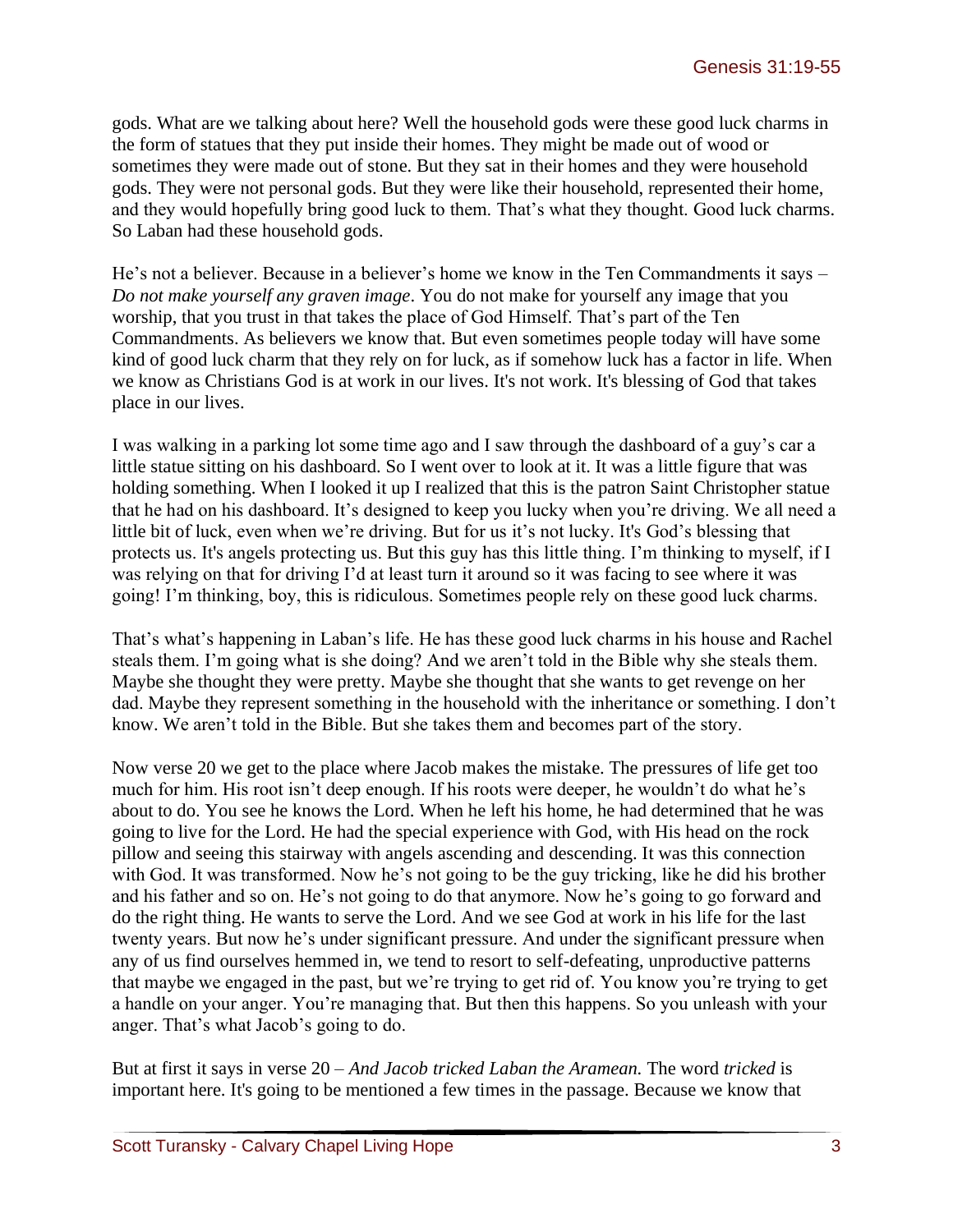gods. What are we talking about here? Well the household gods were these good luck charms in the form of statues that they put inside their homes. They might be made out of wood or sometimes they were made out of stone. But they sat in their homes and they were household gods. They were not personal gods. But they were like their household, represented their home, and they would hopefully bring good luck to them. That's what they thought. Good luck charms. So Laban had these household gods.

He's not a believer. Because in a believer's home we know in the Ten Commandments it says – *Do not make yourself any graven image*. You do not make for yourself any image that you worship, that you trust in that takes the place of God Himself. That's part of the Ten Commandments. As believers we know that. But even sometimes people today will have some kind of good luck charm that they rely on for luck, as if somehow luck has a factor in life. When we know as Christians God is at work in our lives. It's not work. It's blessing of God that takes place in our lives.

I was walking in a parking lot some time ago and I saw through the dashboard of a guy's car a little statue sitting on his dashboard. So I went over to look at it. It was a little figure that was holding something. When I looked it up I realized that this is the patron Saint Christopher statue that he had on his dashboard. It's designed to keep you lucky when you're driving. We all need a little bit of luck, even when we're driving. But for us it's not lucky. It's God's blessing that protects us. It's angels protecting us. But this guy has this little thing. I'm thinking to myself, if I was relying on that for driving I'd at least turn it around so it was facing to see where it was going! I'm thinking, boy, this is ridiculous. Sometimes people rely on these good luck charms.

That's what's happening in Laban's life. He has these good luck charms in his house and Rachel steals them. I'm going what is she doing? And we aren't told in the Bible why she steals them. Maybe she thought they were pretty. Maybe she thought that she wants to get revenge on her dad. Maybe they represent something in the household with the inheritance or something. I don't know. We aren't told in the Bible. But she takes them and becomes part of the story.

Now verse 20 we get to the place where Jacob makes the mistake. The pressures of life get too much for him. His root isn't deep enough. If his roots were deeper, he wouldn't do what he's about to do. You see he knows the Lord. When he left his home, he had determined that he was going to live for the Lord. He had the special experience with God, with His head on the rock pillow and seeing this stairway with angels ascending and descending. It was this connection with God. It was transformed. Now he's not going to be the guy tricking, like he did his brother and his father and so on. He's not going to do that anymore. Now he's going to go forward and do the right thing. He wants to serve the Lord. And we see God at work in his life for the last twenty years. But now he's under significant pressure. And under the significant pressure when any of us find ourselves hemmed in, we tend to resort to self-defeating, unproductive patterns that maybe we engaged in the past, but we're trying to get rid of. You know you're trying to get a handle on your anger. You're managing that. But then this happens. So you unleash with your anger. That's what Jacob's going to do.

But at first it says in verse 20 – *And Jacob tricked Laban the Aramean.* The word *tricked* is important here. It's going to be mentioned a few times in the passage. Because we know that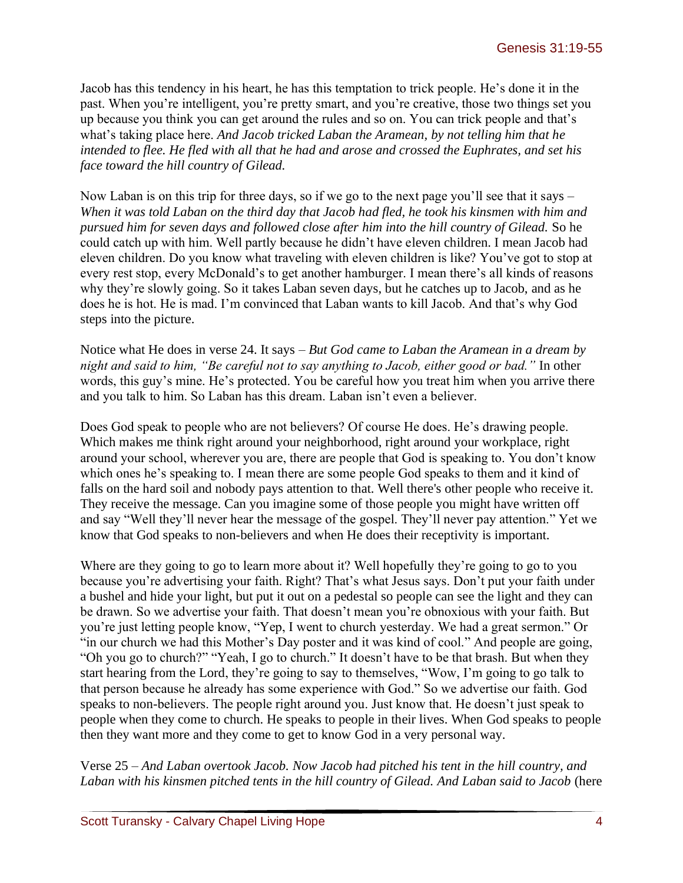Jacob has this tendency in his heart, he has this temptation to trick people. He's done it in the past. When you're intelligent, you're pretty smart, and you're creative, those two things set you up because you think you can get around the rules and so on. You can trick people and that's what's taking place here. *And Jacob tricked Laban the Aramean, by not telling him that he intended to flee. He fled with all that he had and arose and crossed the Euphrates, and set his face toward the hill country of Gilead.*

Now Laban is on this trip for three days, so if we go to the next page you'll see that it says – *When it was told Laban on the third day that Jacob had fled, he took his kinsmen with him and pursued him for seven days and followed close after him into the hill country of Gilead.* So he could catch up with him. Well partly because he didn't have eleven children. I mean Jacob had eleven children. Do you know what traveling with eleven children is like? You've got to stop at every rest stop, every McDonald's to get another hamburger. I mean there's all kinds of reasons why they're slowly going. So it takes Laban seven days, but he catches up to Jacob, and as he does he is hot. He is mad. I'm convinced that Laban wants to kill Jacob. And that's why God steps into the picture.

Notice what He does in verse 24. It says – *But God came to Laban the Aramean in a dream by night and said to him, "Be careful not to say anything to Jacob, either good or bad."* In other words, this guy's mine. He's protected. You be careful how you treat him when you arrive there and you talk to him. So Laban has this dream. Laban isn't even a believer.

Does God speak to people who are not believers? Of course He does. He's drawing people. Which makes me think right around your neighborhood, right around your workplace, right around your school, wherever you are, there are people that God is speaking to. You don't know which ones he's speaking to. I mean there are some people God speaks to them and it kind of falls on the hard soil and nobody pays attention to that. Well there's other people who receive it. They receive the message. Can you imagine some of those people you might have written off and say "Well they'll never hear the message of the gospel. They'll never pay attention." Yet we know that God speaks to non-believers and when He does their receptivity is important.

Where are they going to go to learn more about it? Well hopefully they're going to go to you because you're advertising your faith. Right? That's what Jesus says. Don't put your faith under a bushel and hide your light, but put it out on a pedestal so people can see the light and they can be drawn. So we advertise your faith. That doesn't mean you're obnoxious with your faith. But you're just letting people know, "Yep, I went to church yesterday. We had a great sermon." Or "in our church we had this Mother's Day poster and it was kind of cool." And people are going, "Oh you go to church?" "Yeah, I go to church." It doesn't have to be that brash. But when they start hearing from the Lord, they're going to say to themselves, "Wow, I'm going to go talk to that person because he already has some experience with God." So we advertise our faith. God speaks to non-believers. The people right around you. Just know that. He doesn't just speak to people when they come to church. He speaks to people in their lives. When God speaks to people then they want more and they come to get to know God in a very personal way.

Verse 25 – *And Laban overtook Jacob. Now Jacob had pitched his tent in the hill country, and Laban with his kinsmen pitched tents in the hill country of Gilead. And Laban said to Jacob* (here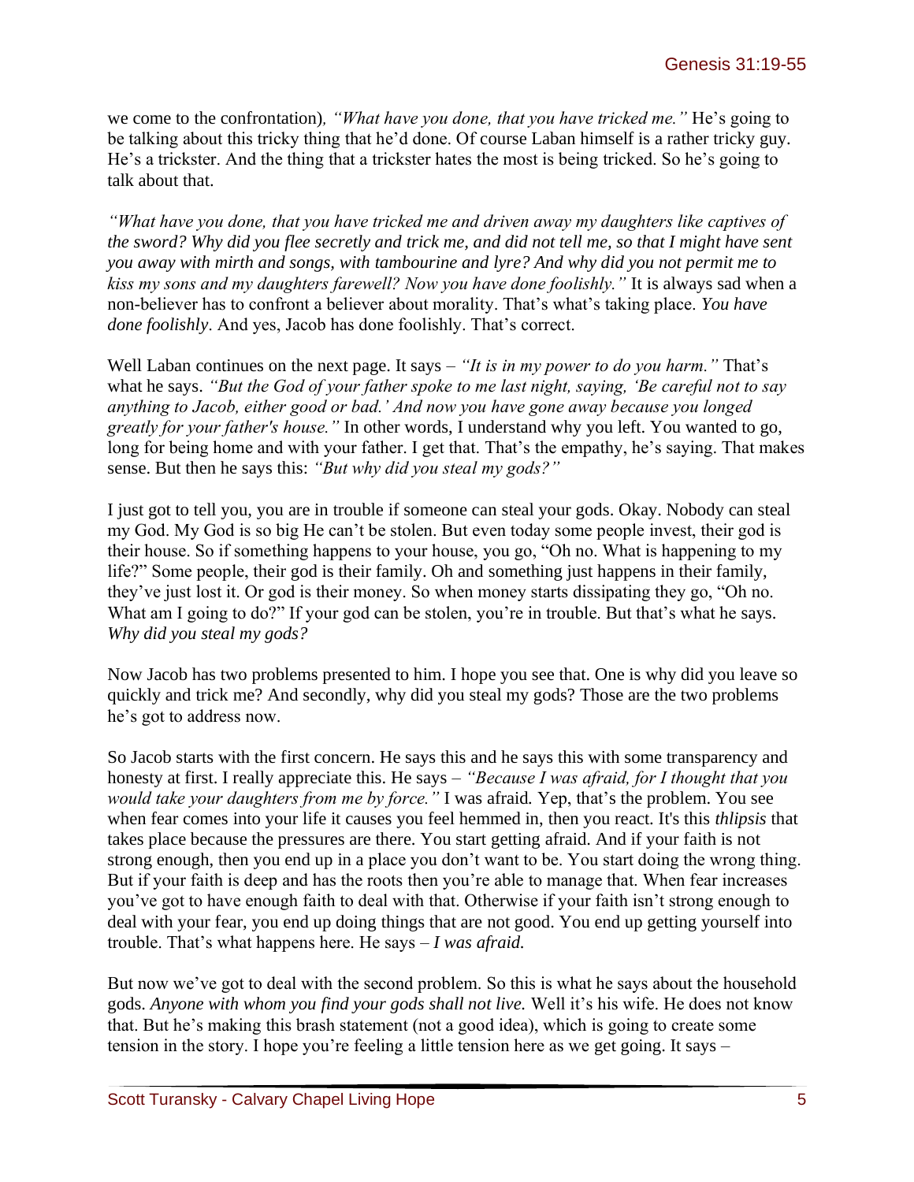we come to the confrontation), *"What have you done, that you have tricked me."* He's going to be talking about this tricky thing that he'd done. Of course Laban himself is a rather tricky guy. He's a trickster. And the thing that a trickster hates the most is being tricked. So he's going to talk about that.

*"What have you done, that you have tricked me and driven away my daughters like captives of the sword? Why did you flee secretly and trick me, and did not tell me, so that I might have sent you away with mirth and songs, with tambourine and lyre? And why did you not permit me to kiss my sons and my daughters farewell? Now you have done foolishly."* It is always sad when a non-believer has to confront a believer about morality. That's what's taking place. *You have done foolishly*. And yes, Jacob has done foolishly. That's correct.

Well Laban continues on the next page. It says – *"It is in my power to do you harm."* That's what he says. *"But the God of your father spoke to me last night, saying, 'Be careful not to say anything to Jacob, either good or bad.' And now you have gone away because you longed greatly for your father's house."* In other words, I understand why you left. You wanted to go, long for being home and with your father. I get that. That's the empathy, he's saying. That makes sense. But then he says this: *"But why did you steal my gods?"*

I just got to tell you, you are in trouble if someone can steal your gods. Okay. Nobody can steal my God. My God is so big He can't be stolen. But even today some people invest, their god is their house. So if something happens to your house, you go, "Oh no. What is happening to my life?" Some people, their god is their family. Oh and something just happens in their family, they've just lost it. Or god is their money. So when money starts dissipating they go, "Oh no. What am I going to do?" If your god can be stolen, you're in trouble. But that's what he says. *Why did you steal my gods?*

Now Jacob has two problems presented to him. I hope you see that. One is why did you leave so quickly and trick me? And secondly, why did you steal my gods? Those are the two problems he's got to address now.

So Jacob starts with the first concern. He says this and he says this with some transparency and honesty at first. I really appreciate this. He says – *"Because I was afraid, for I thought that you would take your daughters from me by force."* I was afraid*.* Yep, that's the problem. You see when fear comes into your life it causes you feel hemmed in, then you react. It's this *thlipsis* that takes place because the pressures are there. You start getting afraid. And if your faith is not strong enough, then you end up in a place you don't want to be. You start doing the wrong thing. But if your faith is deep and has the roots then you're able to manage that. When fear increases you've got to have enough faith to deal with that. Otherwise if your faith isn't strong enough to deal with your fear, you end up doing things that are not good. You end up getting yourself into trouble. That's what happens here. He says – *I was afraid.*

But now we've got to deal with the second problem. So this is what he says about the household gods. *Anyone with whom you find your gods shall not live.* Well it's his wife. He does not know that. But he's making this brash statement (not a good idea), which is going to create some tension in the story. I hope you're feeling a little tension here as we get going. It says –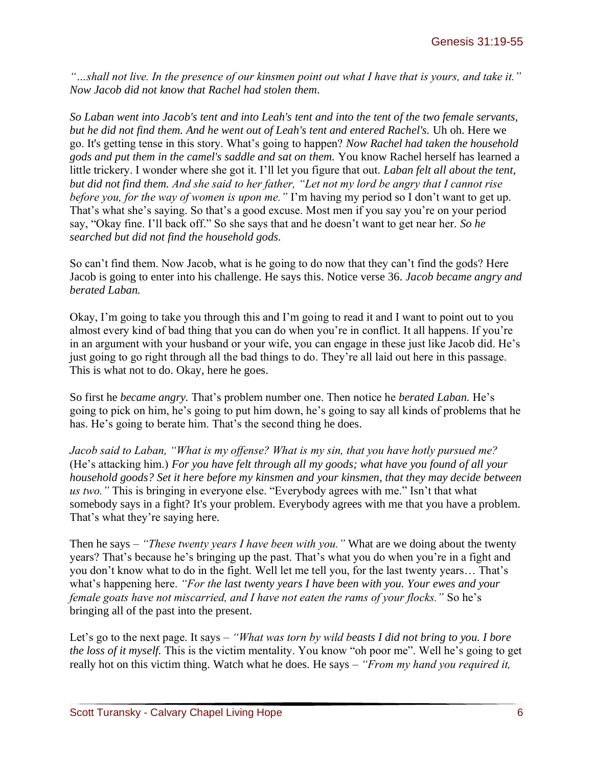*"…shall not live. In the presence of our kinsmen point out what I have that is yours, and take it." Now Jacob did not know that Rachel had stolen them.*

*So Laban went into Jacob's tent and into Leah's tent and into the tent of the two female servants, but he did not find them. And he went out of Leah's tent and entered Rachel's.* Uh oh. Here we go. It's getting tense in this story. What's going to happen? *Now Rachel had taken the household gods and put them in the camel's saddle and sat on them.* You know Rachel herself has learned a little trickery. I wonder where she got it. I'll let you figure that out. *Laban felt all about the tent, but did not find them. And she said to her father, "Let not my lord be angry that I cannot rise before you, for the way of women is upon me."* I'm having my period so I don't want to get up. That's what she's saying. So that's a good excuse. Most men if you say you're on your period say, "Okay fine. I'll back off." So she says that and he doesn't want to get near her. *So he searched but did not find the household gods.*

So can't find them. Now Jacob, what is he going to do now that they can't find the gods? Here Jacob is going to enter into his challenge. He says this. Notice verse 36. *Jacob became angry and berated Laban.*

Okay, I'm going to take you through this and I'm going to read it and I want to point out to you almost every kind of bad thing that you can do when you're in conflict. It all happens. If you're in an argument with your husband or your wife, you can engage in these just like Jacob did. He's just going to go right through all the bad things to do. They're all laid out here in this passage. This is what not to do. Okay, here he goes.

So first he *became angry.* That's problem number one. Then notice he *berated Laban.* He's going to pick on him, he's going to put him down, he's going to say all kinds of problems that he has. He's going to berate him. That's the second thing he does.

*Jacob said to Laban, "What is my offense? What is my sin, that you have hotly pursued me?* (He's attacking him.) *For you have felt through all my goods; what have you found of all your household goods? Set it here before my kinsmen and your kinsmen, that they may decide between us two."* This is bringing in everyone else. "Everybody agrees with me." Isn't that what somebody says in a fight? It's your problem. Everybody agrees with me that you have a problem. That's what they're saying here.

Then he says – *"These twenty years I have been with you."* What are we doing about the twenty years? That's because he's bringing up the past. That's what you do when you're in a fight and you don't know what to do in the fight. Well let me tell you, for the last twenty years… That's what's happening here. *"For the last twenty years I have been with you. Your ewes and your female goats have not miscarried, and I have not eaten the rams of your flocks."* So he's bringing all of the past into the present.

Let's go to the next page. It says – *"What was torn by wild beasts I did not bring to you. I bore the loss of it myself.* This is the victim mentality. You know "oh poor me". Well he's going to get really hot on this victim thing. Watch what he does. He says – *"From my hand you required it,*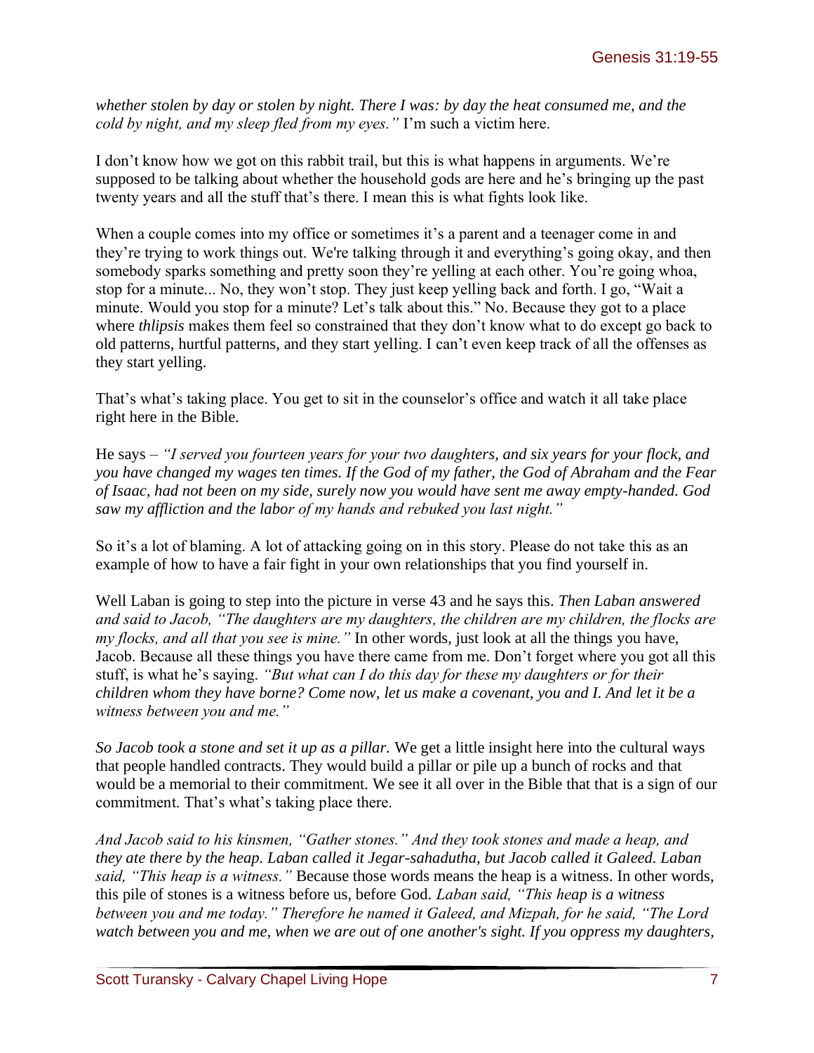*whether stolen by day or stolen by night. There I was: by day the heat consumed me, and the cold by night, and my sleep fled from my eyes."* I'm such a victim here.

I don't know how we got on this rabbit trail, but this is what happens in arguments. We're supposed to be talking about whether the household gods are here and he's bringing up the past twenty years and all the stuff that's there. I mean this is what fights look like.

When a couple comes into my office or sometimes it's a parent and a teenager come in and they're trying to work things out. We're talking through it and everything's going okay, and then somebody sparks something and pretty soon they're yelling at each other. You're going whoa, stop for a minute... No, they won't stop. They just keep yelling back and forth. I go, "Wait a minute. Would you stop for a minute? Let's talk about this." No. Because they got to a place where *thlipsis* makes them feel so constrained that they don't know what to do except go back to old patterns, hurtful patterns, and they start yelling. I can't even keep track of all the offenses as they start yelling.

That's what's taking place. You get to sit in the counselor's office and watch it all take place right here in the Bible.

He says – *"I served you fourteen years for your two daughters, and six years for your flock, and you have changed my wages ten times. If the God of my father, the God of Abraham and the Fear of Isaac, had not been on my side, surely now you would have sent me away empty-handed. God saw my affliction and the labor of my hands and rebuked you last night."*

So it's a lot of blaming. A lot of attacking going on in this story. Please do not take this as an example of how to have a fair fight in your own relationships that you find yourself in.

Well Laban is going to step into the picture in verse 43 and he says this. *Then Laban answered and said to Jacob, "The daughters are my daughters, the children are my children, the flocks are my flocks, and all that you see is mine."* In other words, just look at all the things you have, Jacob. Because all these things you have there came from me. Don't forget where you got all this stuff, is what he's saying. *"But what can I do this day for these my daughters or for their children whom they have borne? Come now, let us make a covenant, you and I. And let it be a witness between you and me."*

*So Jacob took a stone and set it up as a pillar.* We get a little insight here into the cultural ways that people handled contracts. They would build a pillar or pile up a bunch of rocks and that would be a memorial to their commitment. We see it all over in the Bible that that is a sign of our commitment. That's what's taking place there.

*And Jacob said to his kinsmen, "Gather stones." And they took stones and made a heap, and they ate there by the heap. Laban called it Jegar-sahadutha, but Jacob called it Galeed. Laban said, "This heap is a witness."* Because those words means the heap is a witness. In other words, this pile of stones is a witness before us, before God. *Laban said, "This heap is a witness between you and me today." Therefore he named it Galeed, and Mizpah, for he said, "The Lord watch between you and me, when we are out of one another's sight. If you oppress my daughters,*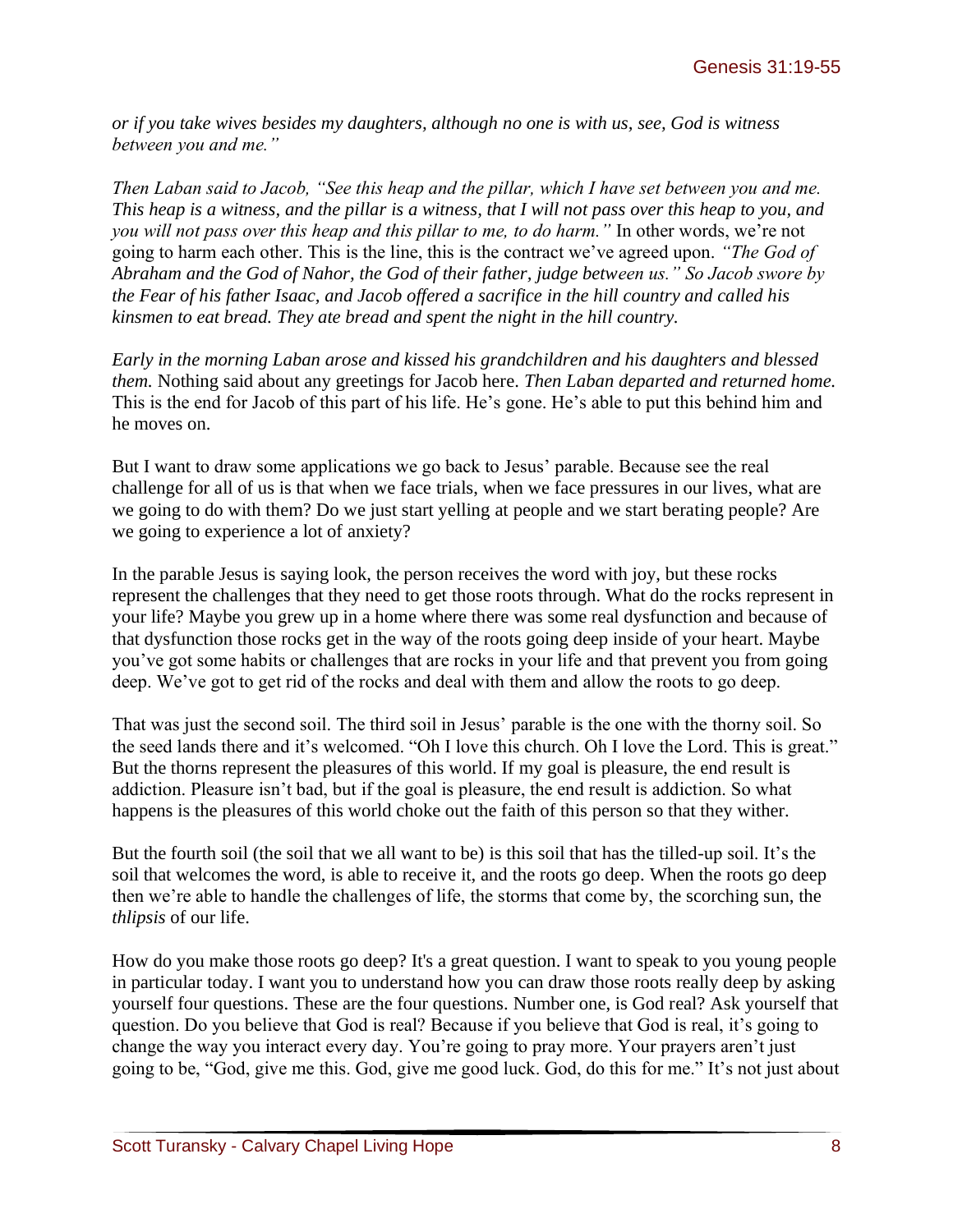*or if you take wives besides my daughters, although no one is with us, see, God is witness between you and me."*

*Then Laban said to Jacob, "See this heap and the pillar, which I have set between you and me. This heap is a witness, and the pillar is a witness, that I will not pass over this heap to you, and you will not pass over this heap and this pillar to me, to do harm."* In other words, we're not going to harm each other. This is the line, this is the contract we've agreed upon. *"The God of Abraham and the God of Nahor, the God of their father, judge between us." So Jacob swore by the Fear of his father Isaac, and Jacob offered a sacrifice in the hill country and called his kinsmen to eat bread. They ate bread and spent the night in the hill country.*

*Early in the morning Laban arose and kissed his grandchildren and his daughters and blessed them.* Nothing said about any greetings for Jacob here. *Then Laban departed and returned home.* This is the end for Jacob of this part of his life. He's gone. He's able to put this behind him and he moves on.

But I want to draw some applications we go back to Jesus' parable. Because see the real challenge for all of us is that when we face trials, when we face pressures in our lives, what are we going to do with them? Do we just start yelling at people and we start berating people? Are we going to experience a lot of anxiety?

In the parable Jesus is saying look, the person receives the word with joy, but these rocks represent the challenges that they need to get those roots through. What do the rocks represent in your life? Maybe you grew up in a home where there was some real dysfunction and because of that dysfunction those rocks get in the way of the roots going deep inside of your heart. Maybe you've got some habits or challenges that are rocks in your life and that prevent you from going deep. We've got to get rid of the rocks and deal with them and allow the roots to go deep.

That was just the second soil. The third soil in Jesus' parable is the one with the thorny soil. So the seed lands there and it's welcomed. "Oh I love this church. Oh I love the Lord. This is great." But the thorns represent the pleasures of this world. If my goal is pleasure, the end result is addiction. Pleasure isn't bad, but if the goal is pleasure, the end result is addiction. So what happens is the pleasures of this world choke out the faith of this person so that they wither.

But the fourth soil (the soil that we all want to be) is this soil that has the tilled-up soil. It's the soil that welcomes the word, is able to receive it, and the roots go deep. When the roots go deep then we're able to handle the challenges of life, the storms that come by, the scorching sun, the *thlipsis* of our life.

How do you make those roots go deep? It's a great question. I want to speak to you young people in particular today. I want you to understand how you can draw those roots really deep by asking yourself four questions. These are the four questions. Number one, is God real? Ask yourself that question. Do you believe that God is real? Because if you believe that God is real, it's going to change the way you interact every day. You're going to pray more. Your prayers aren't just going to be, "God, give me this. God, give me good luck. God, do this for me." It's not just about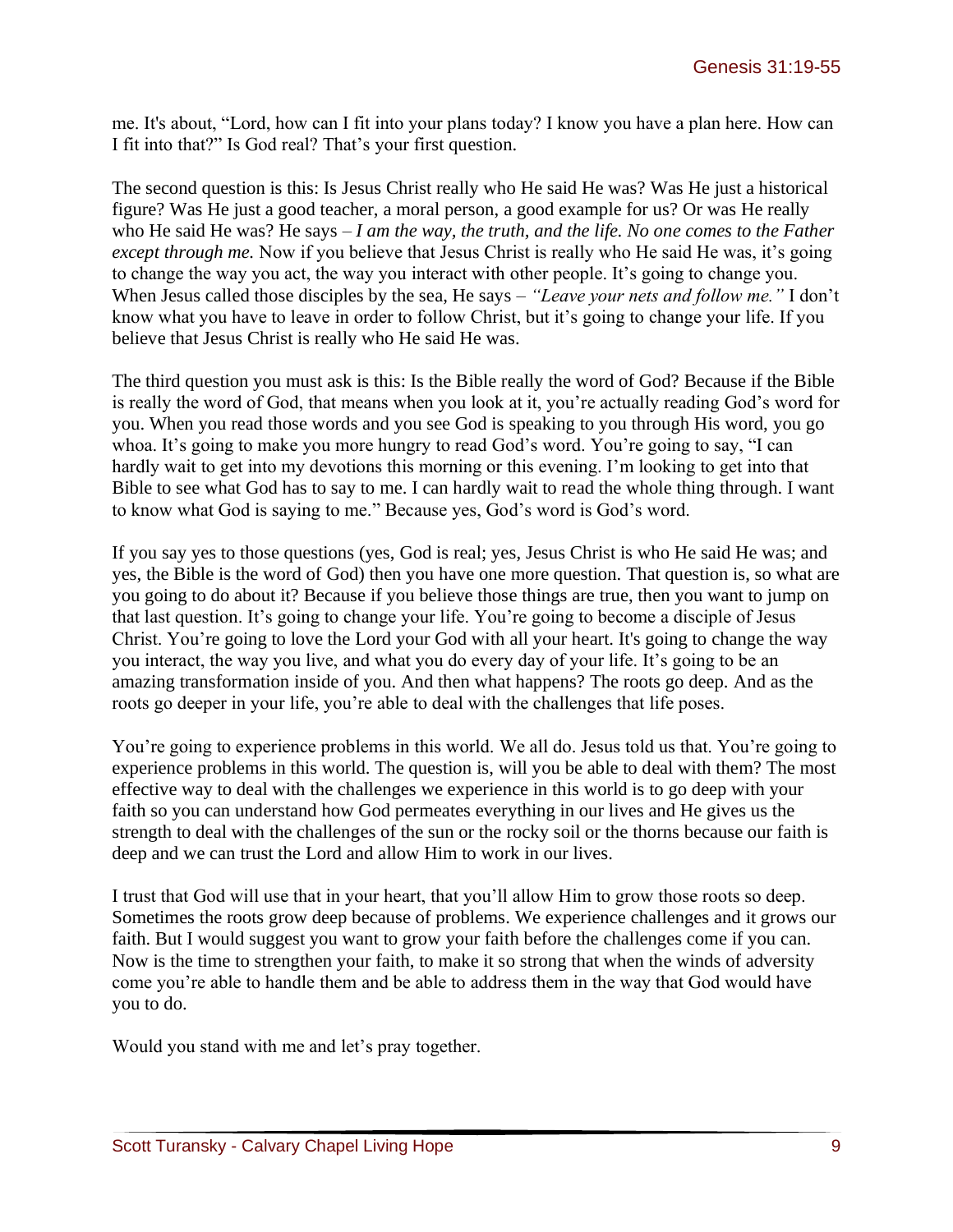me. It's about, "Lord, how can I fit into your plans today? I know you have a plan here. How can I fit into that?" Is God real? That's your first question.

The second question is this: Is Jesus Christ really who He said He was? Was He just a historical figure? Was He just a good teacher, a moral person, a good example for us? Or was He really who He said He was? He says – *I am the way, the truth, and the life. No one comes to the Father except through me.* Now if you believe that Jesus Christ is really who He said He was, it's going to change the way you act, the way you interact with other people. It's going to change you. When Jesus called those disciples by the sea, He says – *"Leave your nets and follow me."* I don't know what you have to leave in order to follow Christ, but it's going to change your life. If you believe that Jesus Christ is really who He said He was.

The third question you must ask is this: Is the Bible really the word of God? Because if the Bible is really the word of God, that means when you look at it, you're actually reading God's word for you. When you read those words and you see God is speaking to you through His word, you go whoa. It's going to make you more hungry to read God's word. You're going to say, "I can hardly wait to get into my devotions this morning or this evening. I'm looking to get into that Bible to see what God has to say to me. I can hardly wait to read the whole thing through. I want to know what God is saying to me." Because yes, God's word is God's word.

If you say yes to those questions (yes, God is real; yes, Jesus Christ is who He said He was; and yes, the Bible is the word of God) then you have one more question. That question is, so what are you going to do about it? Because if you believe those things are true, then you want to jump on that last question. It's going to change your life. You're going to become a disciple of Jesus Christ. You're going to love the Lord your God with all your heart. It's going to change the way you interact, the way you live, and what you do every day of your life. It's going to be an amazing transformation inside of you. And then what happens? The roots go deep. And as the roots go deeper in your life, you're able to deal with the challenges that life poses.

You're going to experience problems in this world. We all do. Jesus told us that. You're going to experience problems in this world. The question is, will you be able to deal with them? The most effective way to deal with the challenges we experience in this world is to go deep with your faith so you can understand how God permeates everything in our lives and He gives us the strength to deal with the challenges of the sun or the rocky soil or the thorns because our faith is deep and we can trust the Lord and allow Him to work in our lives.

I trust that God will use that in your heart, that you'll allow Him to grow those roots so deep. Sometimes the roots grow deep because of problems. We experience challenges and it grows our faith. But I would suggest you want to grow your faith before the challenges come if you can. Now is the time to strengthen your faith, to make it so strong that when the winds of adversity come you're able to handle them and be able to address them in the way that God would have you to do.

Would you stand with me and let's pray together.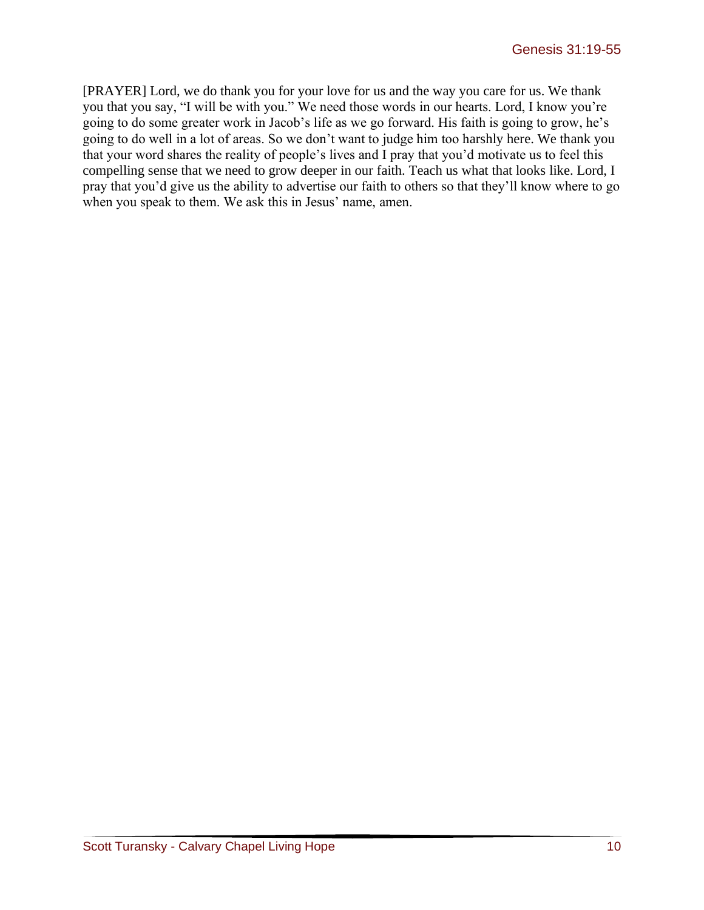[PRAYER] Lord, we do thank you for your love for us and the way you care for us. We thank you that you say, "I will be with you." We need those words in our hearts. Lord, I know you're going to do some greater work in Jacob's life as we go forward. His faith is going to grow, he's going to do well in a lot of areas. So we don't want to judge him too harshly here. We thank you that your word shares the reality of people's lives and I pray that you'd motivate us to feel this compelling sense that we need to grow deeper in our faith. Teach us what that looks like. Lord, I pray that you'd give us the ability to advertise our faith to others so that they'll know where to go when you speak to them. We ask this in Jesus' name, amen.